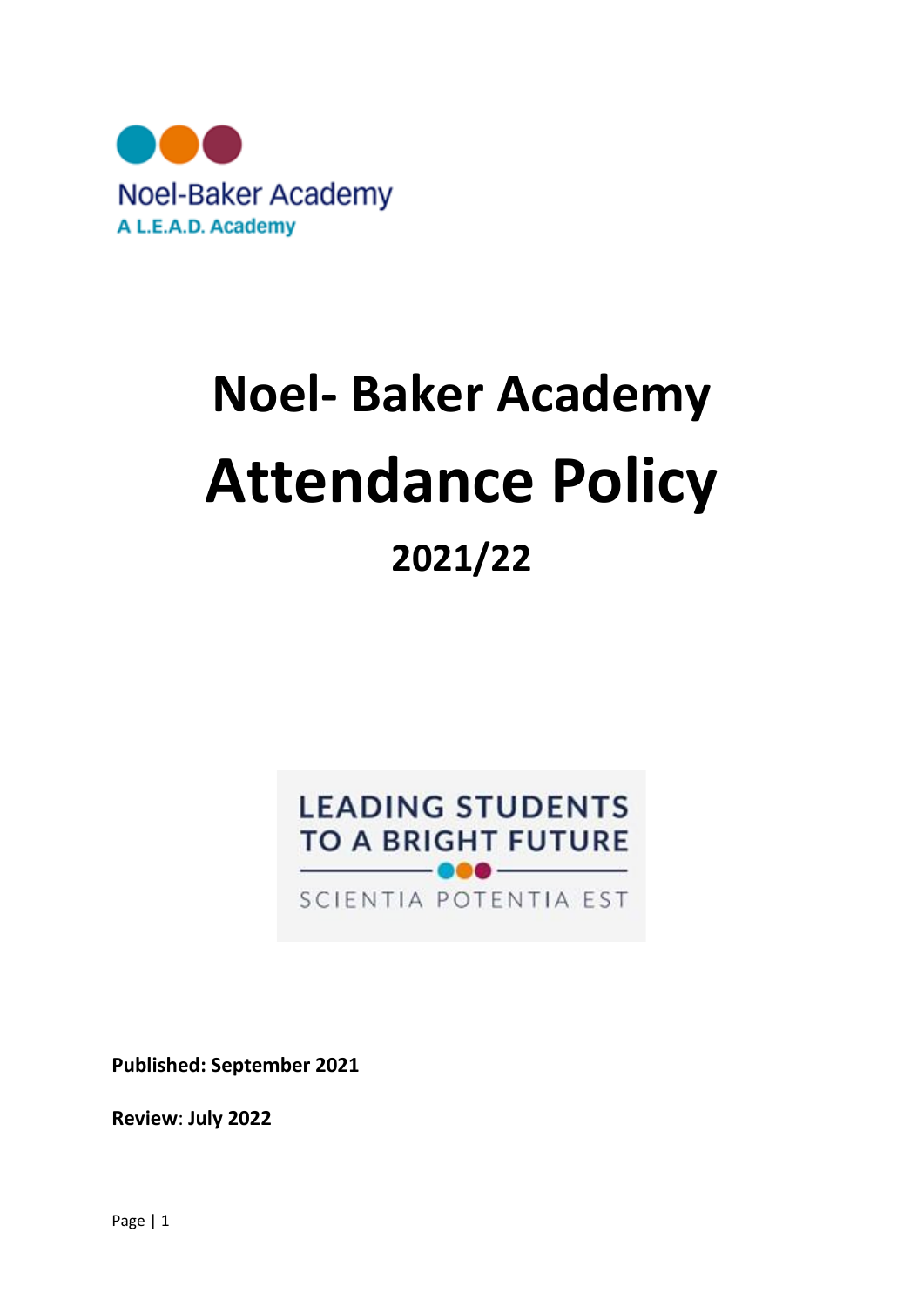Noel-Baker Academy

A L.E.A.D. Academy

# Noel- Baker Academy

# Attendance Policy

## 2021/22

LEADING STUDENTS TO A BRIGHT FUTURE

SCIENTIA POTENTIA EST

**Published: September 2021**

**Review**: **July 2022**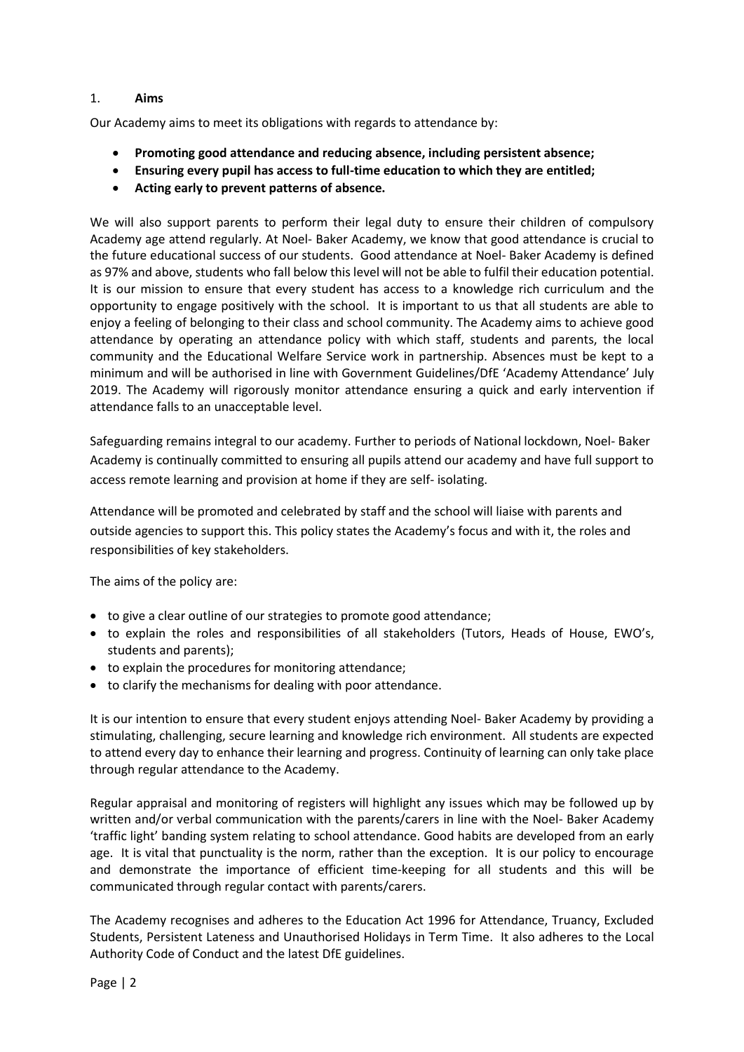## 1. Aims

Our Academy aims to meet its obligations with regards to attendance by:

- **Promoting good attendance and reducing absence, including persistent absence;**
- **Ensuring every pupil has access to full-time education to which they are entitled;**
- **Acting early to prevent patterns of absence.**

We will also support parents to perform their legal duty to ensure their children of compulsory Academy age attend regularly. At Noel- Baker Academy, we know that good attendance is crucial to the future educational success of our students. Good attendance at Noel- Baker Academy is defined as 97% and above, students who fall below this level will not be able to fulfil their education potential. It is our mission to ensure that every student has access to a knowledge rich curriculum and the opportunity to engage positively with the school. It is important to us that all students are able to enjoy a feeling of belonging to their class and school community. The Academy aims to achieve good attendance by operating an attendance policy with which staff, students and parents, the local community and the Educational Welfare Service work in partnership. Absences must be kept to a minimum and will be authorised in line with Government Guidelines/DfE 'Academy Attendance' July 2019. The Academy will rigorously monitor attendance ensuring a quick and early intervention if attendance falls to an unacceptable level.

Safeguarding remains integral to our academy. Further to periods of National lockdown, Noel- Baker Academy is continually committed to ensuring all pupils attend our academy and have full support to access remote learning and provision at home if they are self- isolating.

Attendance will be promoted and celebrated by staff and the school will liaise with parents and outside agencies to support this. This policy states the Academy's focus and with it, the roles and responsibilities of key stakeholders.

The aims of the policy are:

- to give a clear outline of our strategies to promote good attendance;
- to explain the roles and responsibilities of all stakeholders (Tutors, Heads of House, EWO's, students and parents);
- to explain the procedures for monitoring attendance;
- to clarify the mechanisms for dealing with poor attendance.

It is our intention to ensure that every student enjoys attending Noel- Baker Academy by providing a stimulating, challenging, secure learning and knowledge rich environment. All students are expected to attend every day to enhance their learning and progress. Continuity of learning can only take place through regular attendance to the Academy.

Regular appraisal and monitoring of registers will highlight any issues which may be followed up by written and/or verbal communication with the parents/carers in line with the Noel- Baker Academy 'traffic light' banding system relating to school attendance. Good habits are developed from an early age. It is vital that punctuality is the norm, rather than the exception. It is our policy to encourage and demonstrate the importance of efficient time-keeping for all students and this will be communicated through regular contact with parents/carers.

The Academy recognises and adheres to the Education Act 1996 for Attendance, Truancy, Excluded Students, Persistent Lateness and Unauthorised Holidays in Term Time. It also adheres to the Local Authority Code of Conduct and the latest DfE guidelines.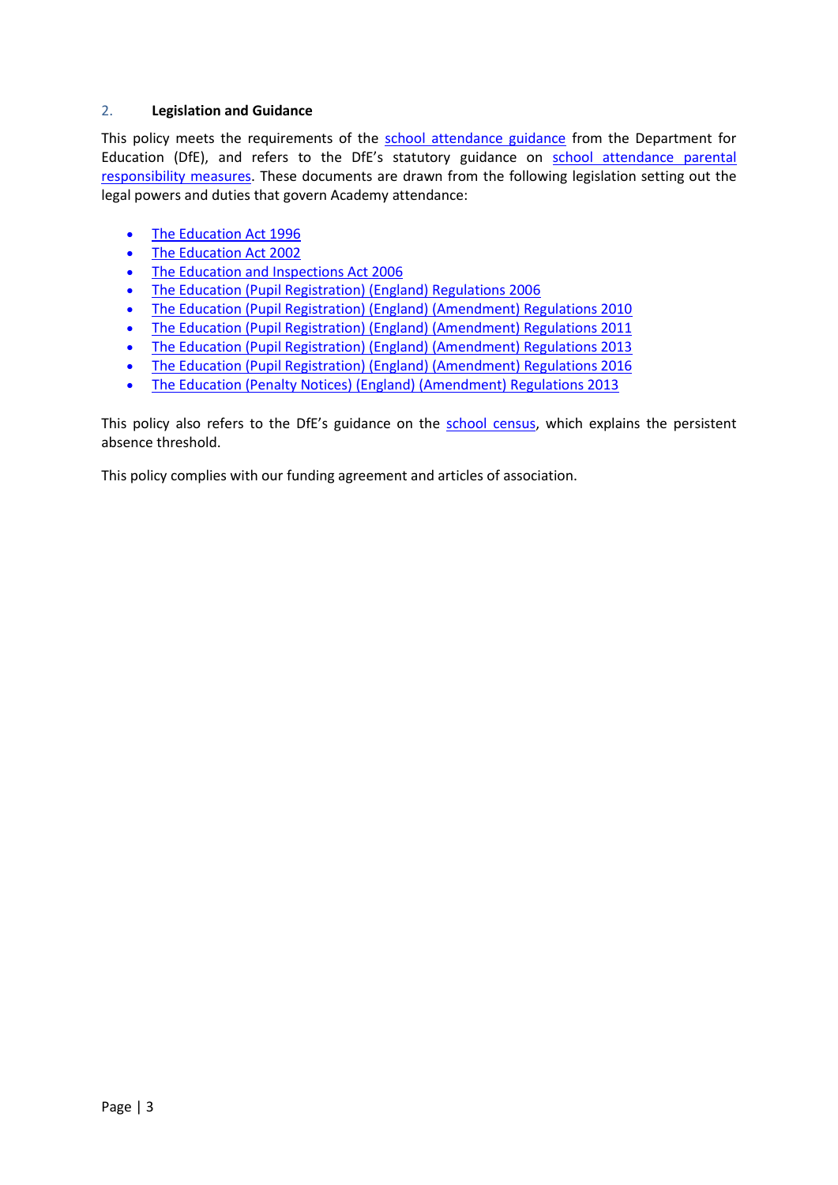## 2. Legislation and Guidance

This policy meets the requirements of the school attendance guidance from the Department for Education (DfE), and refers to the DfE's statutory guidance on school attendance parental responsibility measures. These documents are drawn from the following legislation setting out the legal powers and duties that govern Academy attendance:

- The Education Act 1996
- The Education Act 2002
- The Education and Inspections Act 2006
- The Education (Pupil Registration) (England) Regulations 2006
- The Education (Pupil Registration) (England) (Amendment) Regulations 2010
- The Education (Pupil Registration) (England) (Amendment) Regulations 2011
- The Education (Pupil Registration) (England) (Amendment) Regulations 2013
- The Education (Pupil Registration) (England) (Amendment) Regulations 2016
- The Education (Penalty Notices) (England) (Amendment) Regulations 2013

This policy also refers to the DfE's guidance on the school census, which explains the persistent absence threshold.

This policy complies with our funding agreement and articles of association.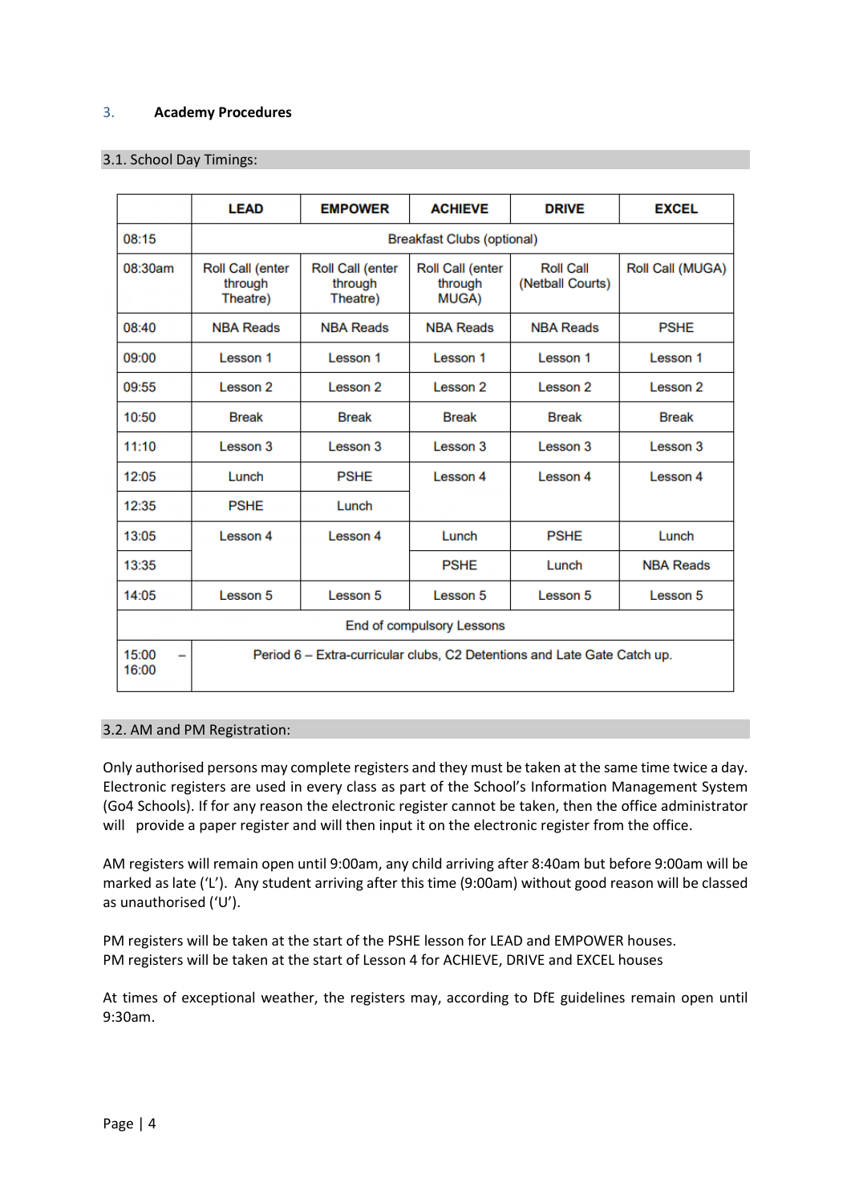## 3. Academy Procedures

### 3.1. School Day Timings:

| | LEAD | EMPOWER | ACHIEVE | DRIVE | EXCEL |
|---|---|---|---|---|---|
| 08:15 | Breakfast Clubs (optional) | | | | |
| 08:30am | Roll Call (enter through Theatre) | Roll Call (enter through Theatre) | Roll Call (enter through MUGA) | Roll Call (Netball Courts) | Roll Call (MUGA) |
| 08:40 | NBA Reads | NBA Reads | NBA Reads | NBA Reads | PSHE |
| 09:00 | Lesson 1 | Lesson 1 | Lesson 1 | Lesson 1 | Lesson 1 |
| 09:55 | Lesson 2 | Lesson 2 | Lesson 2 | Lesson 2 | Lesson 2 |
| 10:50 | Break | Break | Break | Break | Break |
| 11:10 | Lesson 3 | Lesson 3 | Lesson 3 | Lesson 3 | Lesson 3 |
| 12:05 | Lunch | PSHE | Lesson 4 | Lesson 4 | Lesson 4 |
| 12:35 | PSHE | Lunch | | | |
| 13:05 | Lesson 4 | Lesson 4 | Lunch | PSHE | Lunch |
| 13:35 | | | PSHE | Lunch | NBA Reads |
| 14:05 | Lesson 5 | Lesson 5 | Lesson 5 | Lesson 5 | Lesson 5 |
| End of compulsory Lessons | | | | | |
| 15:00 – 16:00 | Period 6 – Extra-curricular clubs, C2 Detentions and Late Gate Catch up. | | | | |

### 3.2. AM and PM Registration:

Only authorised persons may complete registers and they must be taken at the same time twice a day. Electronic registers are used in every class as part of the School's Information Management System (Go4 Schools). If for any reason the electronic register cannot be taken, then the office administrator will provide a paper register and will then input it on the electronic register from the office.

AM registers will remain open until 9:00am, any child arriving after 8:40am but before 9:00am will be marked as late ('L'). Any student arriving after this time (9:00am) without good reason will be classed as unauthorised ('U').

PM registers will be taken at the start of the PSHE lesson for LEAD and EMPOWER houses.
PM registers will be taken at the start of Lesson 4 for ACHIEVE, DRIVE and EXCEL houses

At times of exceptional weather, the registers may, according to DfE guidelines remain open until 9:30am.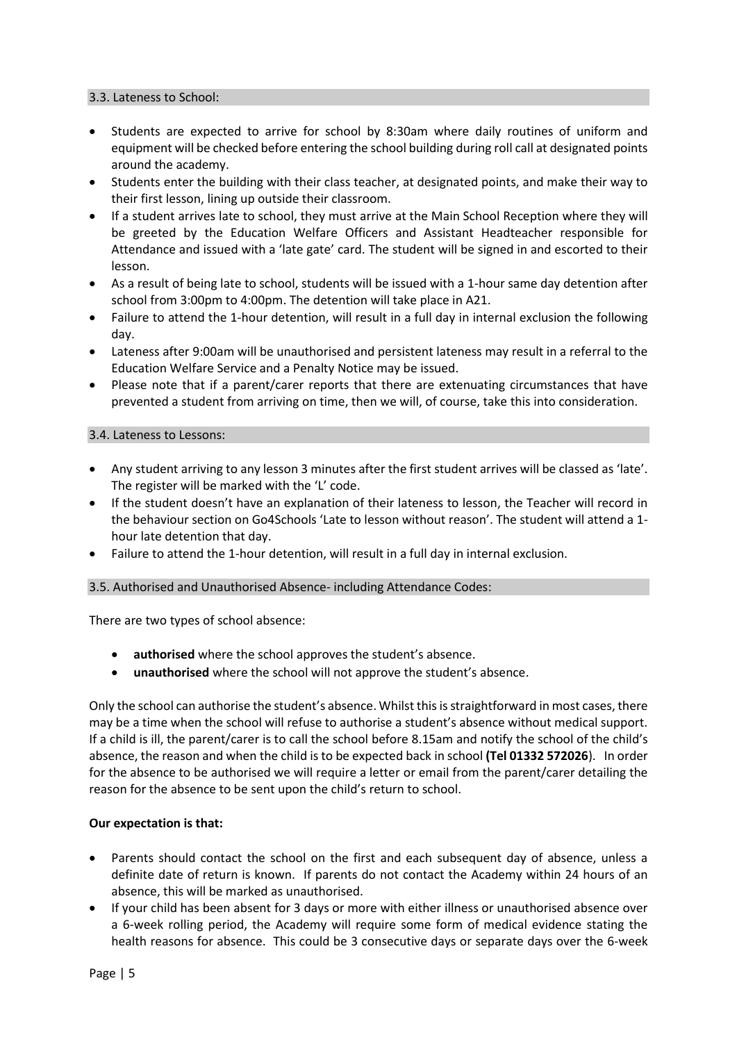### 3.3. Lateness to School:

- Students are expected to arrive for school by 8:30am where daily routines of uniform and equipment will be checked before entering the school building during roll call at designated points around the academy.
- Students enter the building with their class teacher, at designated points, and make their way to their first lesson, lining up outside their classroom.
- If a student arrives late to school, they must arrive at the Main School Reception where they will be greeted by the Education Welfare Officers and Assistant Headteacher responsible for Attendance and issued with a 'late gate' card. The student will be signed in and escorted to their lesson.
- As a result of being late to school, students will be issued with a 1-hour same day detention after school from 3:00pm to 4:00pm. The detention will take place in A21.
- Failure to attend the 1-hour detention, will result in a full day in internal exclusion the following day.
- Lateness after 9:00am will be unauthorised and persistent lateness may result in a referral to the Education Welfare Service and a Penalty Notice may be issued.
- Please note that if a parent/carer reports that there are extenuating circumstances that have prevented a student from arriving on time, then we will, of course, take this into consideration.

### 3.4. Lateness to Lessons:

- Any student arriving to any lesson 3 minutes after the first student arrives will be classed as 'late'. The register will be marked with the 'L' code.
- If the student doesn't have an explanation of their lateness to lesson, the Teacher will record in the behaviour section on Go4Schools 'Late to lesson without reason'. The student will attend a 1-hour late detention that day.
- Failure to attend the 1-hour detention, will result in a full day in internal exclusion.

### 3.5. Authorised and Unauthorised Absence- including Attendance Codes:

There are two types of school absence:

- **authorised** where the school approves the student's absence.
- **unauthorised** where the school will not approve the student's absence.

Only the school can authorise the student's absence. Whilst this is straightforward in most cases, there may be a time when the school will refuse to authorise a student's absence without medical support. If a child is ill, the parent/carer is to call the school before 8.15am and notify the school of the child's absence, the reason and when the child is to be expected back in school **(Tel 01332 572026**). In order for the absence to be authorised we will require a letter or email from the parent/carer detailing the reason for the absence to be sent upon the child's return to school.

**Our expectation is that:**

- Parents should contact the school on the first and each subsequent day of absence, unless a definite date of return is known. If parents do not contact the Academy within 24 hours of an absence, this will be marked as unauthorised.
- If your child has been absent for 3 days or more with either illness or unauthorised absence over a 6-week rolling period, the Academy will require some form of medical evidence stating the health reasons for absence. This could be 3 consecutive days or separate days over the 6-week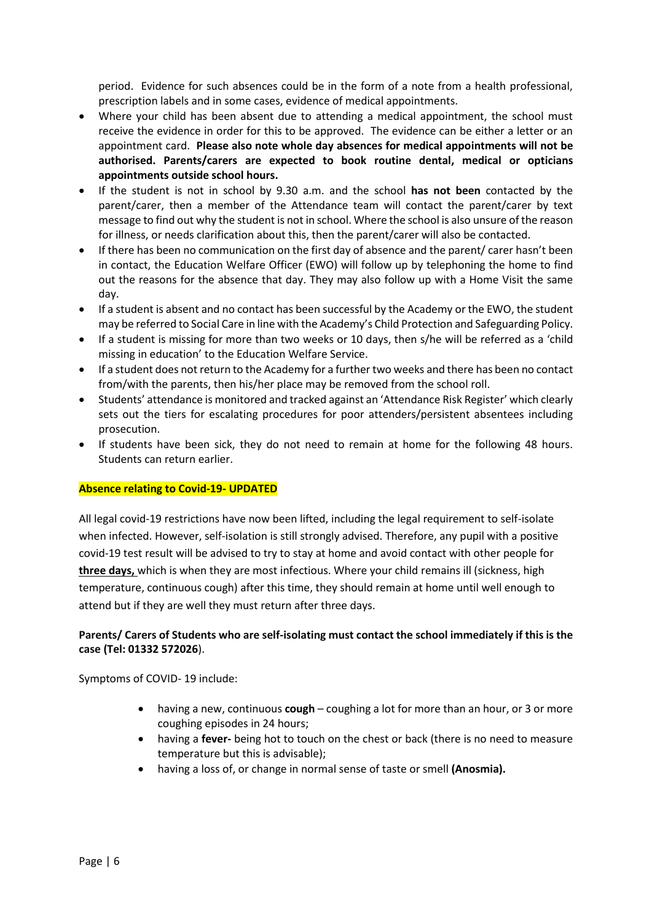period. Evidence for such absences could be in the form of a note from a health professional, prescription labels and in some cases, evidence of medical appointments.

- Where your child has been absent due to attending a medical appointment, the school must receive the evidence in order for this to be approved. The evidence can be either a letter or an appointment card. **Please also note whole day absences for medical appointments will not be authorised. Parents/carers are expected to book routine dental, medical or opticians appointments outside school hours.**
- If the student is not in school by 9.30 a.m. and the school **has not been** contacted by the parent/carer, then a member of the Attendance team will contact the parent/carer by text message to find out why the student is not in school. Where the school is also unsure of the reason for illness, or needs clarification about this, then the parent/carer will also be contacted.
- If there has been no communication on the first day of absence and the parent/ carer hasn't been in contact, the Education Welfare Officer (EWO) will follow up by telephoning the home to find out the reasons for the absence that day. They may also follow up with a Home Visit the same day.
- If a student is absent and no contact has been successful by the Academy or the EWO, the student may be referred to Social Care in line with the Academy's Child Protection and Safeguarding Policy.
- If a student is missing for more than two weeks or 10 days, then s/he will be referred as a 'child missing in education' to the Education Welfare Service.
- If a student does not return to the Academy for a further two weeks and there has been no contact from/with the parents, then his/her place may be removed from the school roll.
- Students' attendance is monitored and tracked against an 'Attendance Risk Register' which clearly sets out the tiers for escalating procedures for poor attenders/persistent absentees including prosecution.
- If students have been sick, they do not need to remain at home for the following 48 hours. Students can return earlier.

**Absence relating to Covid-19- UPDATED**

All legal covid-19 restrictions have now been lifted, including the legal requirement to self-isolate when infected. However, self-isolation is still strongly advised. Therefore, any pupil with a positive covid-19 test result will be advised to try to stay at home and avoid contact with other people for **three days,** which is when they are most infectious. Where your child remains ill (sickness, high temperature, continuous cough) after this time, they should remain at home until well enough to attend but if they are well they must return after three days.

**Parents/ Carers of Students who are self-isolating must contact the school immediately if this is the case (Tel: 01332 572026**).

Symptoms of COVID- 19 include:

- having a new, continuous **cough** – coughing a lot for more than an hour, or 3 or more coughing episodes in 24 hours;
- having a **fever-** being hot to touch on the chest or back (there is no need to measure temperature but this is advisable);
- having a loss of, or change in normal sense of taste or smell **(Anosmia).**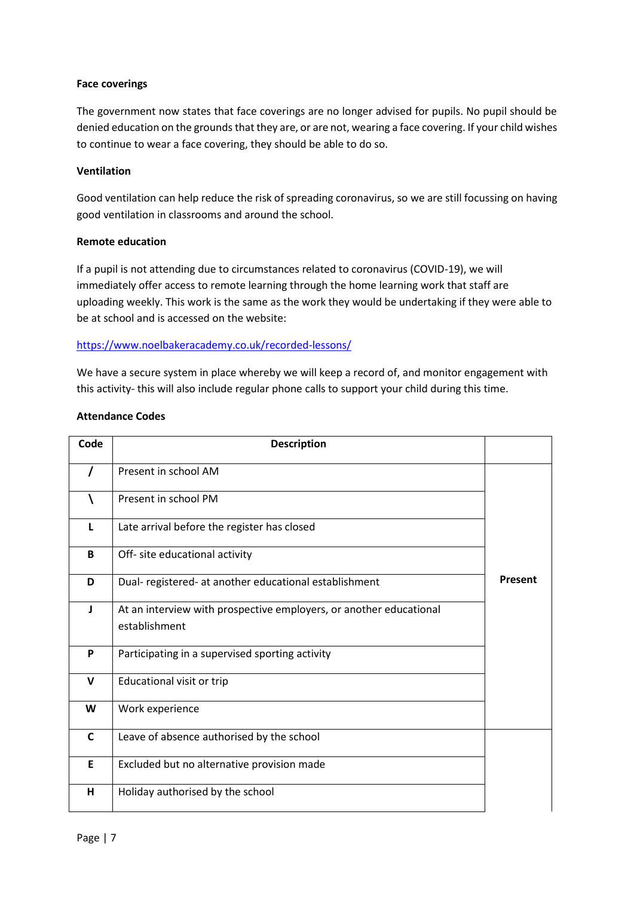**Face coverings**

The government now states that face coverings are no longer advised for pupils. No pupil should be denied education on the grounds that they are, or are not, wearing a face covering. If your child wishes to continue to wear a face covering, they should be able to do so.

**Ventilation**

Good ventilation can help reduce the risk of spreading coronavirus, so we are still focussing on having good ventilation in classrooms and around the school.

**Remote education**

If a pupil is not attending due to circumstances related to coronavirus (COVID-19), we will immediately offer access to remote learning through the home learning work that staff are uploading weekly. This work is the same as the work they would be undertaking if they were able to be at school and is accessed on the website:

https://www.noelbakeracademy.co.uk/recorded-lessons/

We have a secure system in place whereby we will keep a record of, and monitor engagement with this activity- this will also include regular phone calls to support your child during this time.

**Attendance Codes**

| Code | Description | |
|---|---|---|
| / | Present in school AM | Present |
| \ | Present in school PM | |
| L | Late arrival before the register has closed | |
| B | Off- site educational activity | |
| D | Dual- registered- at another educational establishment | |
| J | At an interview with prospective employers, or another educational establishment | |
| P | Participating in a supervised sporting activity | |
| V | Educational visit or trip | |
| W | Work experience | |
| C | Leave of absence authorised by the school | |
| E | Excluded but no alternative provision made | |
| H | Holiday authorised by the school | |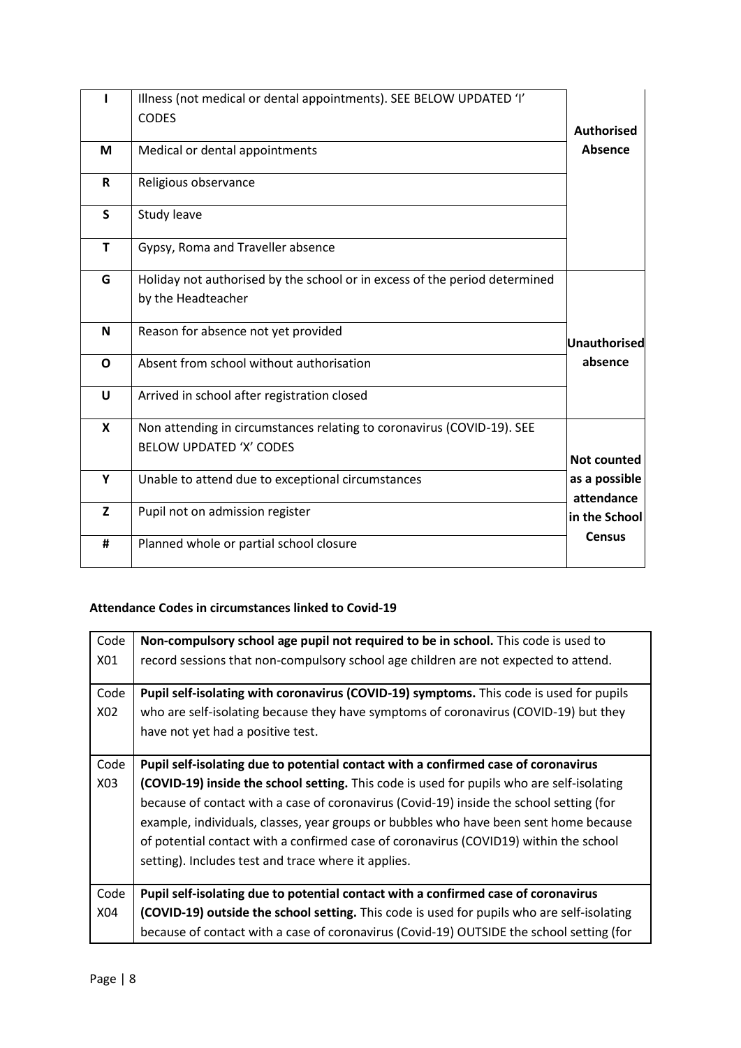| | | |
|---|---|---|
| I | Illness (not medical or dental appointments). SEE BELOW UPDATED 'I' CODES | **Authorised Absence** |
| M | Medical or dental appointments | |
| R | Religious observance | |
| S | Study leave | |
| T | Gypsy, Roma and Traveller absence | |
| G | Holiday not authorised by the school or in excess of the period determined by the Headteacher | **Unauthorised absence** |
| N | Reason for absence not yet provided | |
| O | Absent from school without authorisation | |
| U | Arrived in school after registration closed | |
| X | Non attending in circumstances relating to coronavirus (COVID-19). SEE BELOW UPDATED 'X' CODES | **Not counted as a possible attendance in the School Census** |
| Y | Unable to attend due to exceptional circumstances | |
| Z | Pupil not on admission register | |
| # | Planned whole or partial school closure | |

**Attendance Codes in circumstances linked to Covid-19**

| | |
|---|---|
| Code X01 | **Non-compulsory school age pupil not required to be in school.** This code is used to record sessions that non-compulsory school age children are not expected to attend. |
| Code X02 | **Pupil self-isolating with coronavirus (COVID-19) symptoms.** This code is used for pupils who are self-isolating because they have symptoms of coronavirus (COVID-19) but they have not yet had a positive test. |
| Code X03 | **Pupil self-isolating due to potential contact with a confirmed case of coronavirus (COVID-19) inside the school setting.** This code is used for pupils who are self-isolating because of contact with a case of coronavirus (Covid-19) inside the school setting (for example, individuals, classes, year groups or bubbles who have been sent home because of potential contact with a confirmed case of coronavirus (COVID19) within the school setting). Includes test and trace where it applies. |
| Code X04 | **Pupil self-isolating due to potential contact with a confirmed case of coronavirus (COVID-19) outside the school setting.** This code is used for pupils who are self-isolating because of contact with a case of coronavirus (Covid-19) OUTSIDE the school setting (for |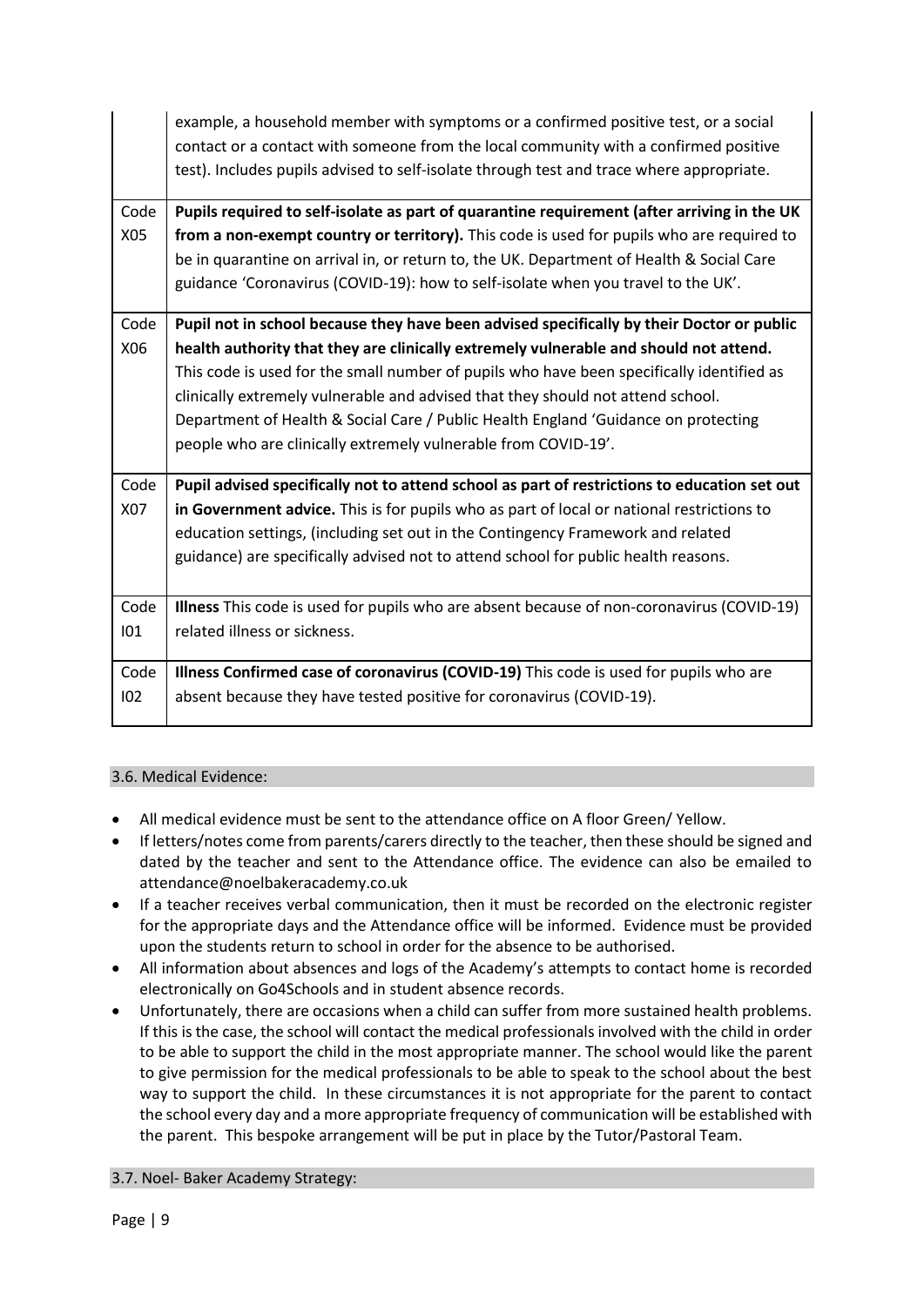| | |
|---|---|
| | example, a household member with symptoms or a confirmed positive test, or a social contact or a contact with someone from the local community with a confirmed positive test). Includes pupils advised to self-isolate through test and trace where appropriate. |
| Code X05 | **Pupils required to self-isolate as part of quarantine requirement (after arriving in the UK from a non-exempt country or territory).** This code is used for pupils who are required to be in quarantine on arrival in, or return to, the UK. Department of Health & Social Care guidance 'Coronavirus (COVID-19): how to self-isolate when you travel to the UK'. |
| Code X06 | **Pupil not in school because they have been advised specifically by their Doctor or public health authority that they are clinically extremely vulnerable and should not attend.** This code is used for the small number of pupils who have been specifically identified as clinically extremely vulnerable and advised that they should not attend school. Department of Health & Social Care / Public Health England 'Guidance on protecting people who are clinically extremely vulnerable from COVID-19'. |
| Code X07 | **Pupil advised specifically not to attend school as part of restrictions to education set out in Government advice.** This is for pupils who as part of local or national restrictions to education settings, (including set out in the Contingency Framework and related guidance) are specifically advised not to attend school for public health reasons. |
| Code I01 | **Illness** This code is used for pupils who are absent because of non-coronavirus (COVID-19) related illness or sickness. |
| Code I02 | **Illness Confirmed case of coronavirus (COVID-19)** This code is used for pupils who are absent because they have tested positive for coronavirus (COVID-19). |

### 3.6. Medical Evidence:

- All medical evidence must be sent to the attendance office on A floor Green/ Yellow.
- If letters/notes come from parents/carers directly to the teacher, then these should be signed and dated by the teacher and sent to the Attendance office. The evidence can also be emailed to attendance@noelbakeracademy.co.uk
- If a teacher receives verbal communication, then it must be recorded on the electronic register for the appropriate days and the Attendance office will be informed. Evidence must be provided upon the students return to school in order for the absence to be authorised.
- All information about absences and logs of the Academy's attempts to contact home is recorded electronically on Go4Schools and in student absence records.
- Unfortunately, there are occasions when a child can suffer from more sustained health problems. If this is the case, the school will contact the medical professionals involved with the child in order to be able to support the child in the most appropriate manner. The school would like the parent to give permission for the medical professionals to be able to speak to the school about the best way to support the child. In these circumstances it is not appropriate for the parent to contact the school every day and a more appropriate frequency of communication will be established with the parent. This bespoke arrangement will be put in place by the Tutor/Pastoral Team.

### 3.7. Noel- Baker Academy Strategy: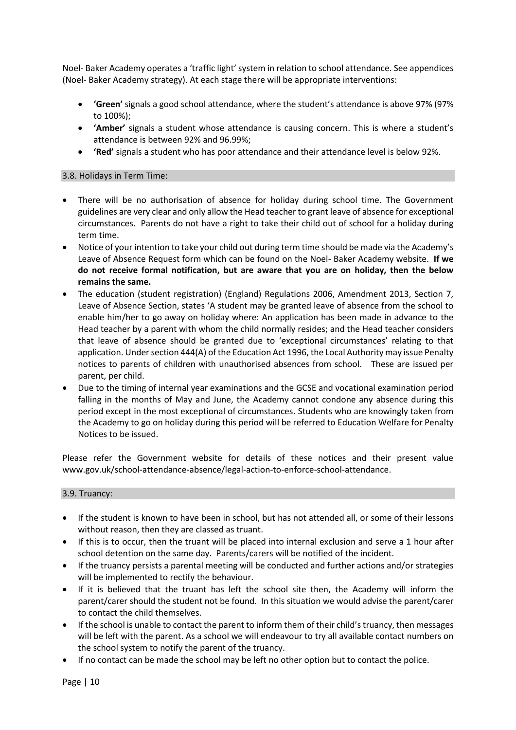Noel- Baker Academy operates a 'traffic light' system in relation to school attendance. See appendices (Noel- Baker Academy strategy). At each stage there will be appropriate interventions:

- **'Green'** signals a good school attendance, where the student's attendance is above 97% (97% to 100%);
- **'Amber'** signals a student whose attendance is causing concern. This is where a student's attendance is between 92% and 96.99%;
- **'Red'** signals a student who has poor attendance and their attendance level is below 92%.

### 3.8. Holidays in Term Time:

- There will be no authorisation of absence for holiday during school time. The Government guidelines are very clear and only allow the Head teacher to grant leave of absence for exceptional circumstances. Parents do not have a right to take their child out of school for a holiday during term time.
- Notice of your intention to take your child out during term time should be made via the Academy's Leave of Absence Request form which can be found on the Noel- Baker Academy website. **If we do not receive formal notification, but are aware that you are on holiday, then the below remains the same.**
- The education (student registration) (England) Regulations 2006, Amendment 2013, Section 7, Leave of Absence Section, states 'A student may be granted leave of absence from the school to enable him/her to go away on holiday where: An application has been made in advance to the Head teacher by a parent with whom the child normally resides; and the Head teacher considers that leave of absence should be granted due to 'exceptional circumstances' relating to that application. Under section 444(A) of the Education Act 1996, the Local Authority may issue Penalty notices to parents of children with unauthorised absences from school. These are issued per parent, per child.
- Due to the timing of internal year examinations and the GCSE and vocational examination period falling in the months of May and June, the Academy cannot condone any absence during this period except in the most exceptional of circumstances. Students who are knowingly taken from the Academy to go on holiday during this period will be referred to Education Welfare for Penalty Notices to be issued.

Please refer the Government website for details of these notices and their present value www.gov.uk/school-attendance-absence/legal-action-to-enforce-school-attendance.

### 3.9. Truancy:

- If the student is known to have been in school, but has not attended all, or some of their lessons without reason, then they are classed as truant.
- If this is to occur, then the truant will be placed into internal exclusion and serve a 1 hour after school detention on the same day. Parents/carers will be notified of the incident.
- If the truancy persists a parental meeting will be conducted and further actions and/or strategies will be implemented to rectify the behaviour.
- If it is believed that the truant has left the school site then, the Academy will inform the parent/carer should the student not be found. In this situation we would advise the parent/carer to contact the child themselves.
- If the school is unable to contact the parent to inform them of their child's truancy, then messages will be left with the parent. As a school we will endeavour to try all available contact numbers on the school system to notify the parent of the truancy.
- If no contact can be made the school may be left no other option but to contact the police.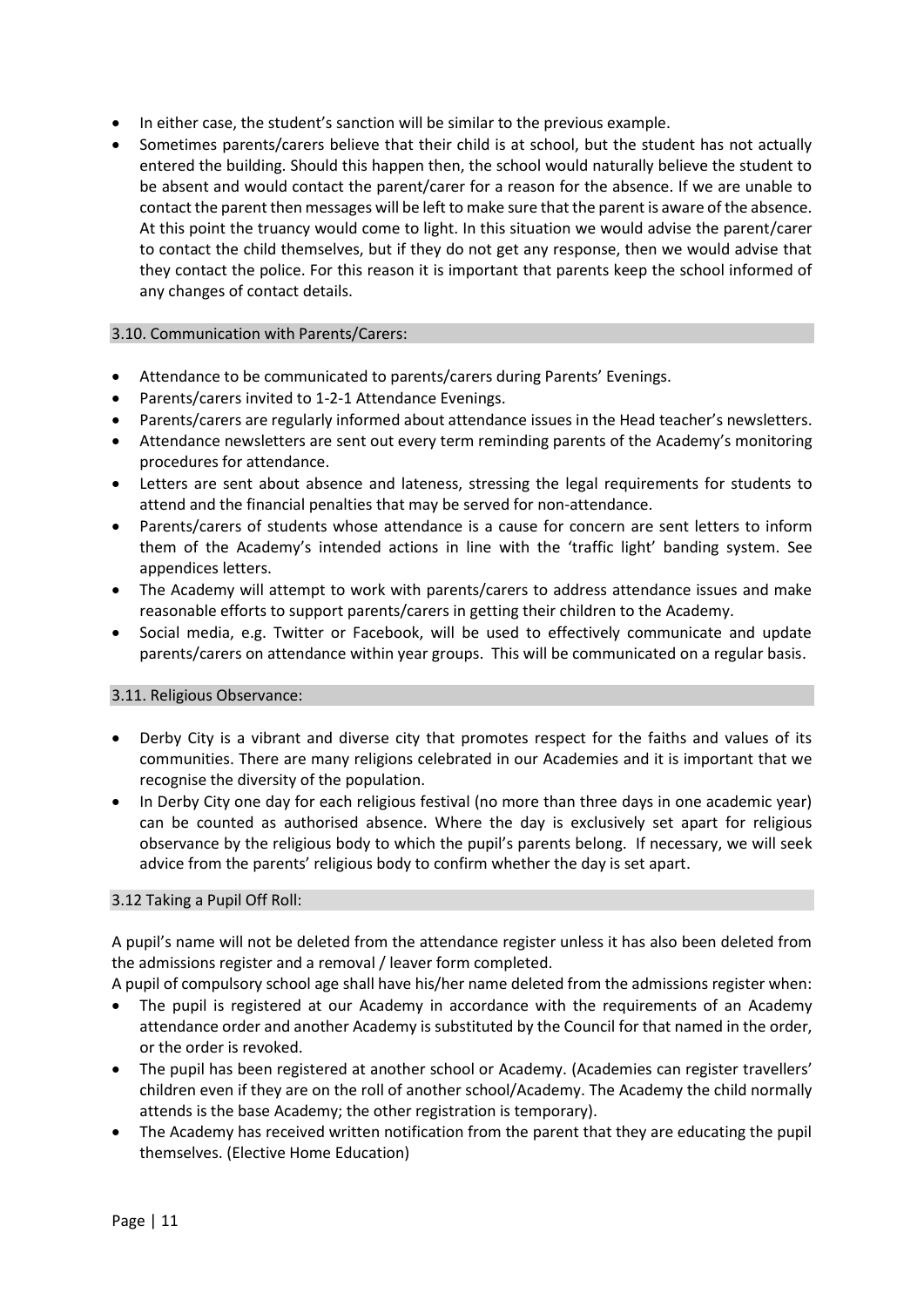- In either case, the student's sanction will be similar to the previous example.
- Sometimes parents/carers believe that their child is at school, but the student has not actually entered the building. Should this happen then, the school would naturally believe the student to be absent and would contact the parent/carer for a reason for the absence. If we are unable to contact the parent then messages will be left to make sure that the parent is aware of the absence. At this point the truancy would come to light. In this situation we would advise the parent/carer to contact the child themselves, but if they do not get any response, then we would advise that they contact the police. For this reason it is important that parents keep the school informed of any changes of contact details.

### 3.10. Communication with Parents/Carers:

- Attendance to be communicated to parents/carers during Parents' Evenings.
- Parents/carers invited to 1-2-1 Attendance Evenings.
- Parents/carers are regularly informed about attendance issues in the Head teacher's newsletters.
- Attendance newsletters are sent out every term reminding parents of the Academy's monitoring procedures for attendance.
- Letters are sent about absence and lateness, stressing the legal requirements for students to attend and the financial penalties that may be served for non-attendance.
- Parents/carers of students whose attendance is a cause for concern are sent letters to inform them of the Academy's intended actions in line with the 'traffic light' banding system. See appendices letters.
- The Academy will attempt to work with parents/carers to address attendance issues and make reasonable efforts to support parents/carers in getting their children to the Academy.
- Social media, e.g. Twitter or Facebook, will be used to effectively communicate and update parents/carers on attendance within year groups. This will be communicated on a regular basis.

### 3.11. Religious Observance:

- Derby City is a vibrant and diverse city that promotes respect for the faiths and values of its communities. There are many religions celebrated in our Academies and it is important that we recognise the diversity of the population.
- In Derby City one day for each religious festival (no more than three days in one academic year) can be counted as authorised absence. Where the day is exclusively set apart for religious observance by the religious body to which the pupil's parents belong. If necessary, we will seek advice from the parents' religious body to confirm whether the day is set apart.

### 3.12 Taking a Pupil Off Roll:

A pupil's name will not be deleted from the attendance register unless it has also been deleted from the admissions register and a removal / leaver form completed.

A pupil of compulsory school age shall have his/her name deleted from the admissions register when:

- The pupil is registered at our Academy in accordance with the requirements of an Academy attendance order and another Academy is substituted by the Council for that named in the order, or the order is revoked.
- The pupil has been registered at another school or Academy. (Academies can register travellers' children even if they are on the roll of another school/Academy. The Academy the child normally attends is the base Academy; the other registration is temporary).
- The Academy has received written notification from the parent that they are educating the pupil themselves. (Elective Home Education)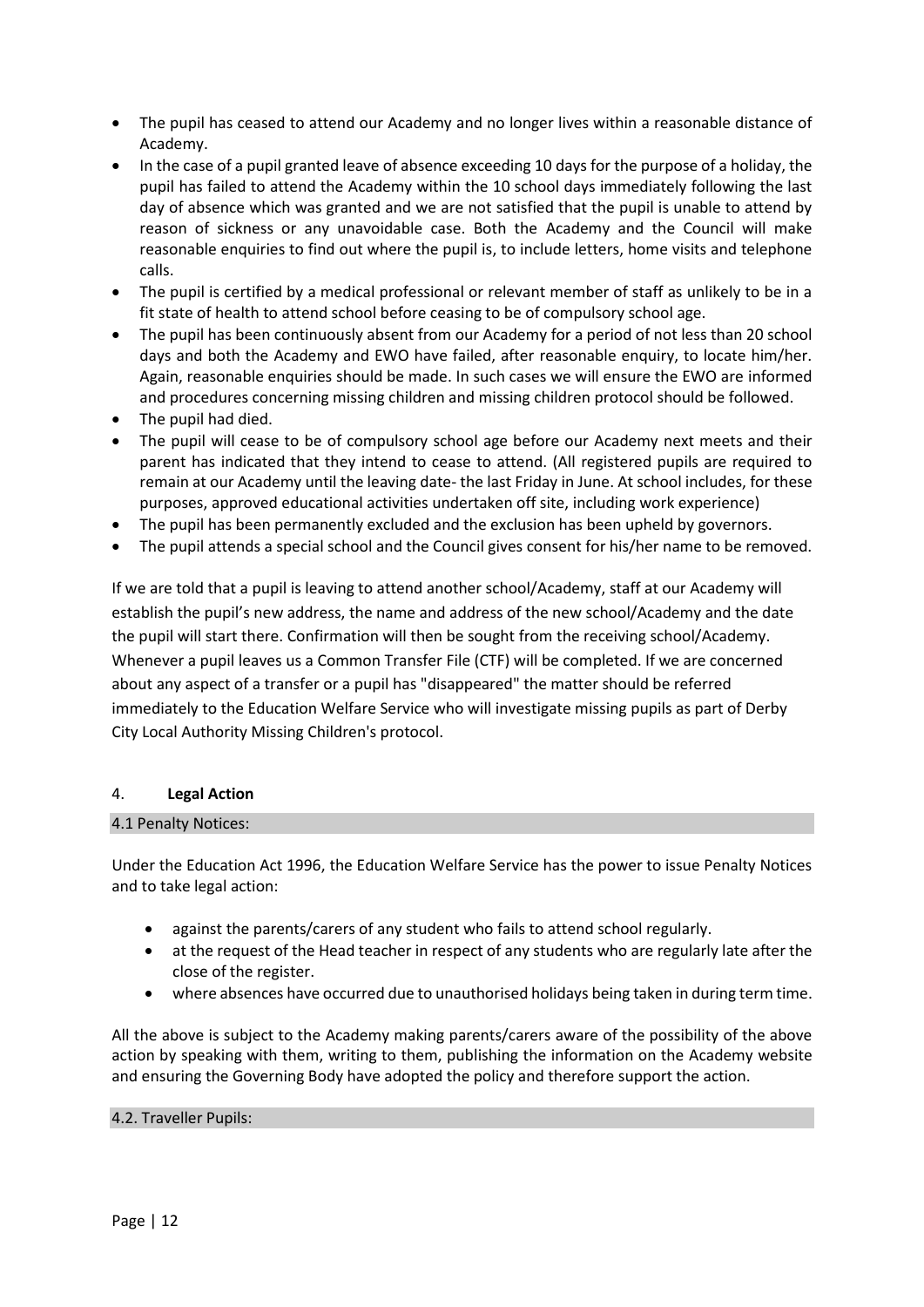- The pupil has ceased to attend our Academy and no longer lives within a reasonable distance of Academy.
- In the case of a pupil granted leave of absence exceeding 10 days for the purpose of a holiday, the pupil has failed to attend the Academy within the 10 school days immediately following the last day of absence which was granted and we are not satisfied that the pupil is unable to attend by reason of sickness or any unavoidable case. Both the Academy and the Council will make reasonable enquiries to find out where the pupil is, to include letters, home visits and telephone calls.
- The pupil is certified by a medical professional or relevant member of staff as unlikely to be in a fit state of health to attend school before ceasing to be of compulsory school age.
- The pupil has been continuously absent from our Academy for a period of not less than 20 school days and both the Academy and EWO have failed, after reasonable enquiry, to locate him/her. Again, reasonable enquiries should be made. In such cases we will ensure the EWO are informed and procedures concerning missing children and missing children protocol should be followed.
- The pupil had died.
- The pupil will cease to be of compulsory school age before our Academy next meets and their parent has indicated that they intend to cease to attend. (All registered pupils are required to remain at our Academy until the leaving date- the last Friday in June. At school includes, for these purposes, approved educational activities undertaken off site, including work experience)
- The pupil has been permanently excluded and the exclusion has been upheld by governors.
- The pupil attends a special school and the Council gives consent for his/her name to be removed.

If we are told that a pupil is leaving to attend another school/Academy, staff at our Academy will establish the pupil's new address, the name and address of the new school/Academy and the date the pupil will start there. Confirmation will then be sought from the receiving school/Academy. Whenever a pupil leaves us a Common Transfer File (CTF) will be completed. If we are concerned about any aspect of a transfer or a pupil has "disappeared" the matter should be referred immediately to the Education Welfare Service who will investigate missing pupils as part of Derby City Local Authority Missing Children's protocol.

## 4. **Legal Action**

### 4.1 Penalty Notices:

Under the Education Act 1996, the Education Welfare Service has the power to issue Penalty Notices and to take legal action:

- against the parents/carers of any student who fails to attend school regularly.
- at the request of the Head teacher in respect of any students who are regularly late after the close of the register.
- where absences have occurred due to unauthorised holidays being taken in during term time.

All the above is subject to the Academy making parents/carers aware of the possibility of the above action by speaking with them, writing to them, publishing the information on the Academy website and ensuring the Governing Body have adopted the policy and therefore support the action.

### 4.2. Traveller Pupils: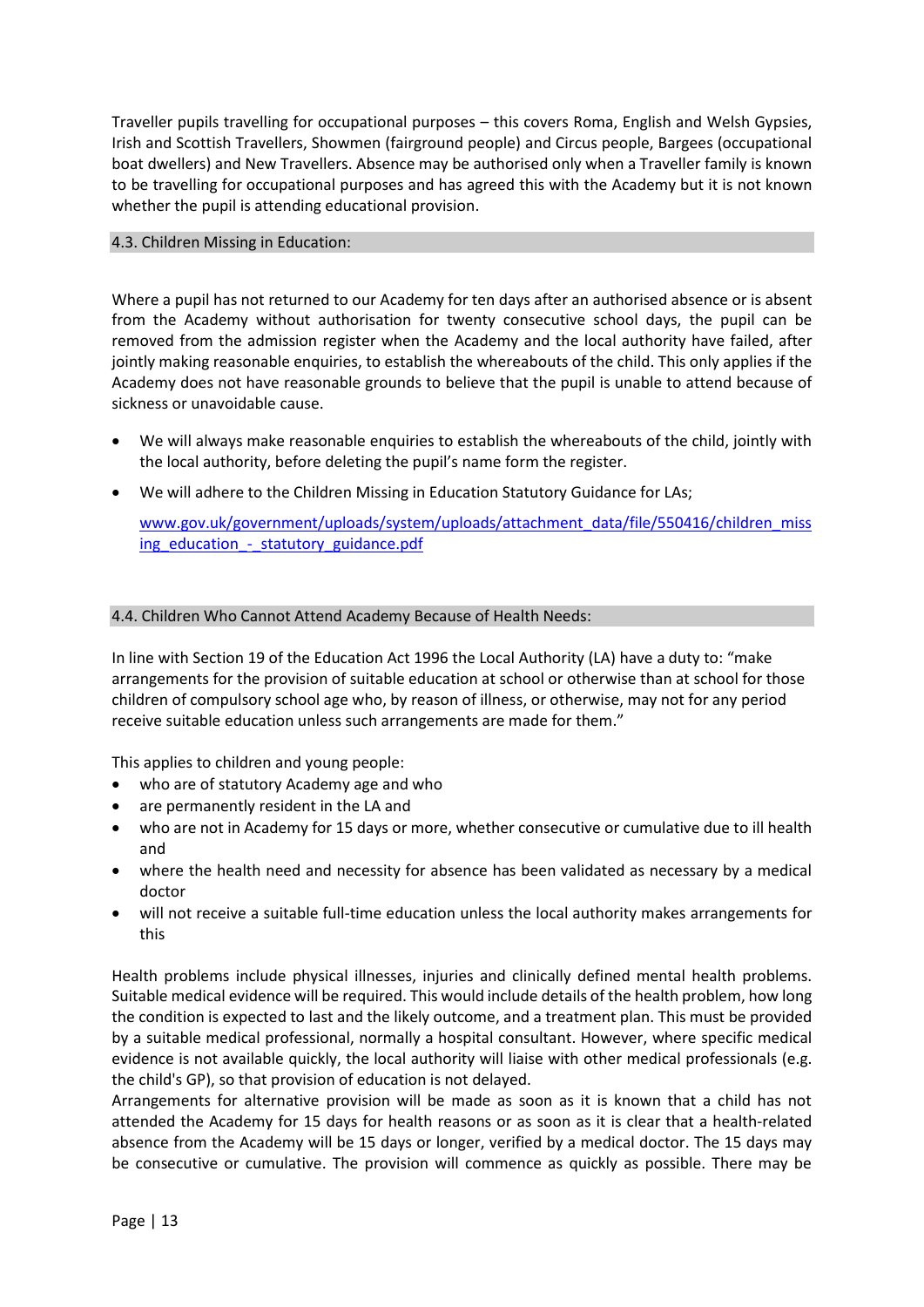Traveller pupils travelling for occupational purposes – this covers Roma, English and Welsh Gypsies, Irish and Scottish Travellers, Showmen (fairground people) and Circus people, Bargees (occupational boat dwellers) and New Travellers. Absence may be authorised only when a Traveller family is known to be travelling for occupational purposes and has agreed this with the Academy but it is not known whether the pupil is attending educational provision.

### 4.3. Children Missing in Education:

Where a pupil has not returned to our Academy for ten days after an authorised absence or is absent from the Academy without authorisation for twenty consecutive school days, the pupil can be removed from the admission register when the Academy and the local authority have failed, after jointly making reasonable enquiries, to establish the whereabouts of the child. This only applies if the Academy does not have reasonable grounds to believe that the pupil is unable to attend because of sickness or unavoidable cause.

- We will always make reasonable enquiries to establish the whereabouts of the child, jointly with the local authority, before deleting the pupil's name form the register.
- We will adhere to the Children Missing in Education Statutory Guidance for LAs;

  [www.gov.uk/government/uploads/system/uploads/attachment_data/file/550416/children_missing_education_-_statutory_guidance.pdf](www.gov.uk/government/uploads/system/uploads/attachment_data/file/550416/children_missing_education_-_statutory_guidance.pdf)

### 4.4. Children Who Cannot Attend Academy Because of Health Needs:

In line with Section 19 of the Education Act 1996 the Local Authority (LA) have a duty to: "make arrangements for the provision of suitable education at school or otherwise than at school for those children of compulsory school age who, by reason of illness, or otherwise, may not for any period receive suitable education unless such arrangements are made for them."

This applies to children and young people:

- who are of statutory Academy age and who
- are permanently resident in the LA and
- who are not in Academy for 15 days or more, whether consecutive or cumulative due to ill health and
- where the health need and necessity for absence has been validated as necessary by a medical doctor
- will not receive a suitable full-time education unless the local authority makes arrangements for this

Health problems include physical illnesses, injuries and clinically defined mental health problems. Suitable medical evidence will be required. This would include details of the health problem, how long the condition is expected to last and the likely outcome, and a treatment plan. This must be provided by a suitable medical professional, normally a hospital consultant. However, where specific medical evidence is not available quickly, the local authority will liaise with other medical professionals (e.g. the child's GP), so that provision of education is not delayed.

Arrangements for alternative provision will be made as soon as it is known that a child has not attended the Academy for 15 days for health reasons or as soon as it is clear that a health-related absence from the Academy will be 15 days or longer, verified by a medical doctor. The 15 days may be consecutive or cumulative. The provision will commence as quickly as possible. There may be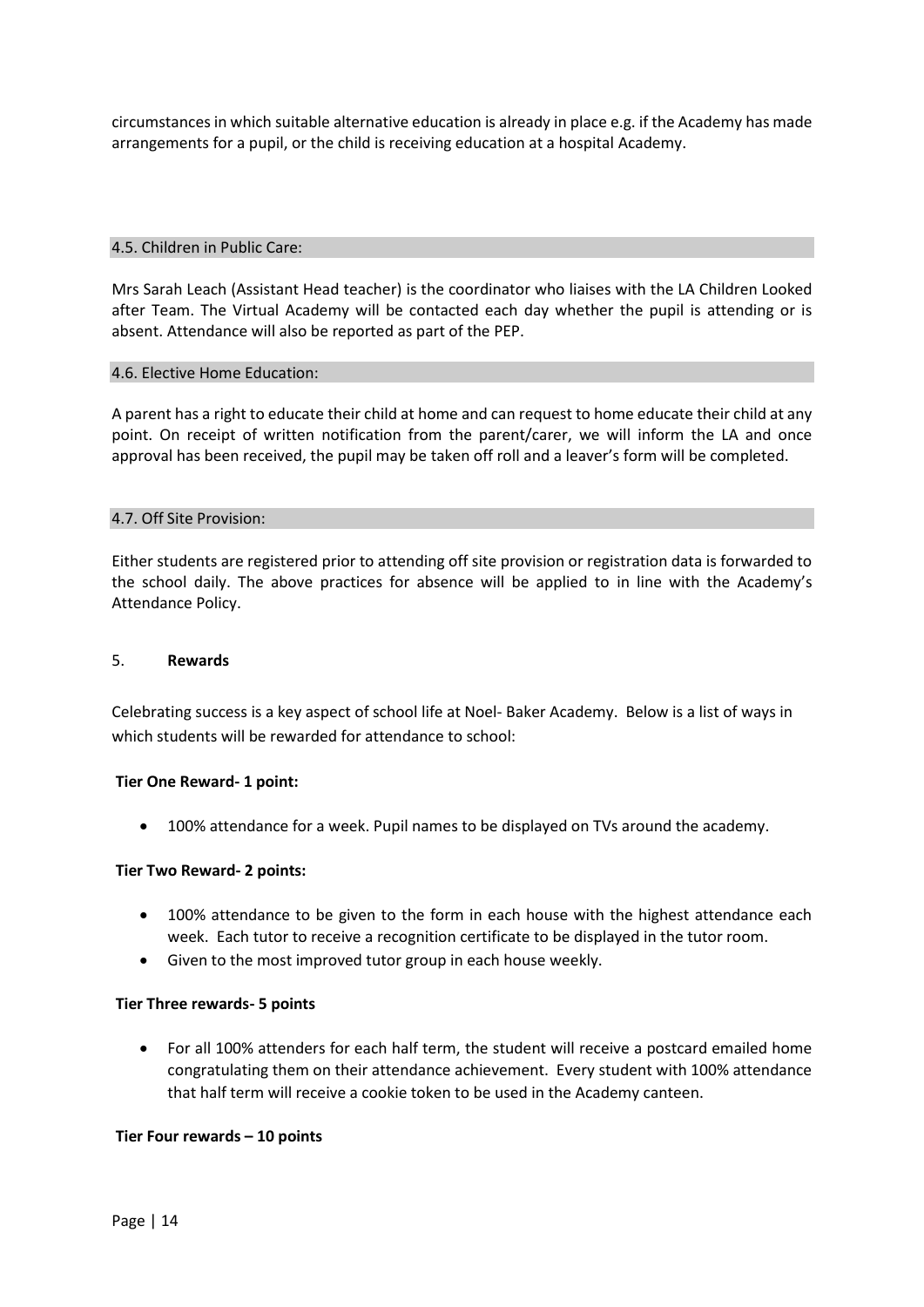circumstances in which suitable alternative education is already in place e.g. if the Academy has made arrangements for a pupil, or the child is receiving education at a hospital Academy.

### 4.5. Children in Public Care:

Mrs Sarah Leach (Assistant Head teacher) is the coordinator who liaises with the LA Children Looked after Team. The Virtual Academy will be contacted each day whether the pupil is attending or is absent. Attendance will also be reported as part of the PEP.

### 4.6. Elective Home Education:

A parent has a right to educate their child at home and can request to home educate their child at any point. On receipt of written notification from the parent/carer, we will inform the LA and once approval has been received, the pupil may be taken off roll and a leaver's form will be completed.

### 4.7. Off Site Provision:

Either students are registered prior to attending off site provision or registration data is forwarded to the school daily. The above practices for absence will be applied to in line with the Academy's Attendance Policy.

## 5. Rewards

Celebrating success is a key aspect of school life at Noel- Baker Academy. Below is a list of ways in which students will be rewarded for attendance to school:

**Tier One Reward- 1 point:**

- 100% attendance for a week. Pupil names to be displayed on TVs around the academy.

**Tier Two Reward- 2 points:**

- 100% attendance to be given to the form in each house with the highest attendance each week. Each tutor to receive a recognition certificate to be displayed in the tutor room.
- Given to the most improved tutor group in each house weekly.

**Tier Three rewards- 5 points**

- For all 100% attenders for each half term, the student will receive a postcard emailed home congratulating them on their attendance achievement. Every student with 100% attendance that half term will receive a cookie token to be used in the Academy canteen.

**Tier Four rewards – 10 points**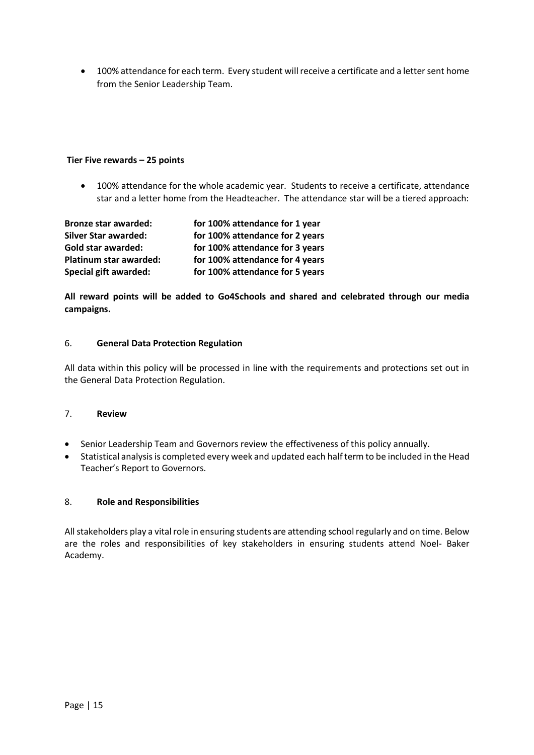- 100% attendance for each term. Every student will receive a certificate and a letter sent home from the Senior Leadership Team.

**Tier Five rewards – 25 points**

- 100% attendance for the whole academic year. Students to receive a certificate, attendance star and a letter home from the Headteacher. The attendance star will be a tiered approach:

| | |
|---|---|
| **Bronze star awarded:** | **for 100% attendance for 1 year** |
| **Silver Star awarded:** | **for 100% attendance for 2 years** |
| **Gold star awarded:** | **for 100% attendance for 3 years** |
| **Platinum star awarded:** | **for 100% attendance for 4 years** |
| **Special gift awarded:** | **for 100% attendance for 5 years** |

**All reward points will be added to Go4Schools and shared and celebrated through our media campaigns.**

## 6. General Data Protection Regulation

All data within this policy will be processed in line with the requirements and protections set out in the General Data Protection Regulation.

## 7. Review

- Senior Leadership Team and Governors review the effectiveness of this policy annually.
- Statistical analysis is completed every week and updated each half term to be included in the Head Teacher's Report to Governors.

## 8. Role and Responsibilities

All stakeholders play a vital role in ensuring students are attending school regularly and on time. Below are the roles and responsibilities of key stakeholders in ensuring students attend Noel- Baker Academy.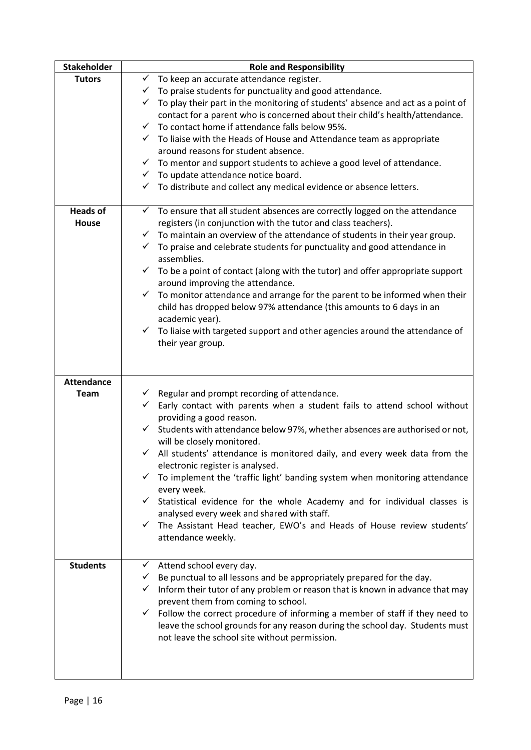| Stakeholder | Role and Responsibility |
|---|---|
| **Tutors** | ✓ To keep an accurate attendance register.<br>✓ To praise students for punctuality and good attendance.<br>✓ To play their part in the monitoring of students' absence and act as a point of contact for a parent who is concerned about their child's health/attendance.<br>✓ To contact home if attendance falls below 95%.<br>✓ To liaise with the Heads of House and Attendance team as appropriate around reasons for student absence.<br>✓ To mentor and support students to achieve a good level of attendance.<br>✓ To update attendance notice board.<br>✓ To distribute and collect any medical evidence or absence letters. |
| **Heads of House** | ✓ To ensure that all student absences are correctly logged on the attendance registers (in conjunction with the tutor and class teachers).<br>✓ To maintain an overview of the attendance of students in their year group.<br>✓ To praise and celebrate students for punctuality and good attendance in assemblies.<br>✓ To be a point of contact (along with the tutor) and offer appropriate support around improving the attendance.<br>✓ To monitor attendance and arrange for the parent to be informed when their child has dropped below 97% attendance (this amounts to 6 days in an academic year).<br>✓ To liaise with targeted support and other agencies around the attendance of their year group. |
| **Attendance Team** | ✓ Regular and prompt recording of attendance.<br>✓ Early contact with parents when a student fails to attend school without providing a good reason.<br>✓ Students with attendance below 97%, whether absences are authorised or not, will be closely monitored.<br>✓ All students' attendance is monitored daily, and every week data from the electronic register is analysed.<br>✓ To implement the 'traffic light' banding system when monitoring attendance every week.<br>✓ Statistical evidence for the whole Academy and for individual classes is analysed every week and shared with staff.<br>✓ The Assistant Head teacher, EWO's and Heads of House review students' attendance weekly. |
| **Students** | ✓ Attend school every day.<br>✓ Be punctual to all lessons and be appropriately prepared for the day.<br>✓ Inform their tutor of any problem or reason that is known in advance that may prevent them from coming to school.<br>✓ Follow the correct procedure of informing a member of staff if they need to leave the school grounds for any reason during the school day. Students must not leave the school site without permission. |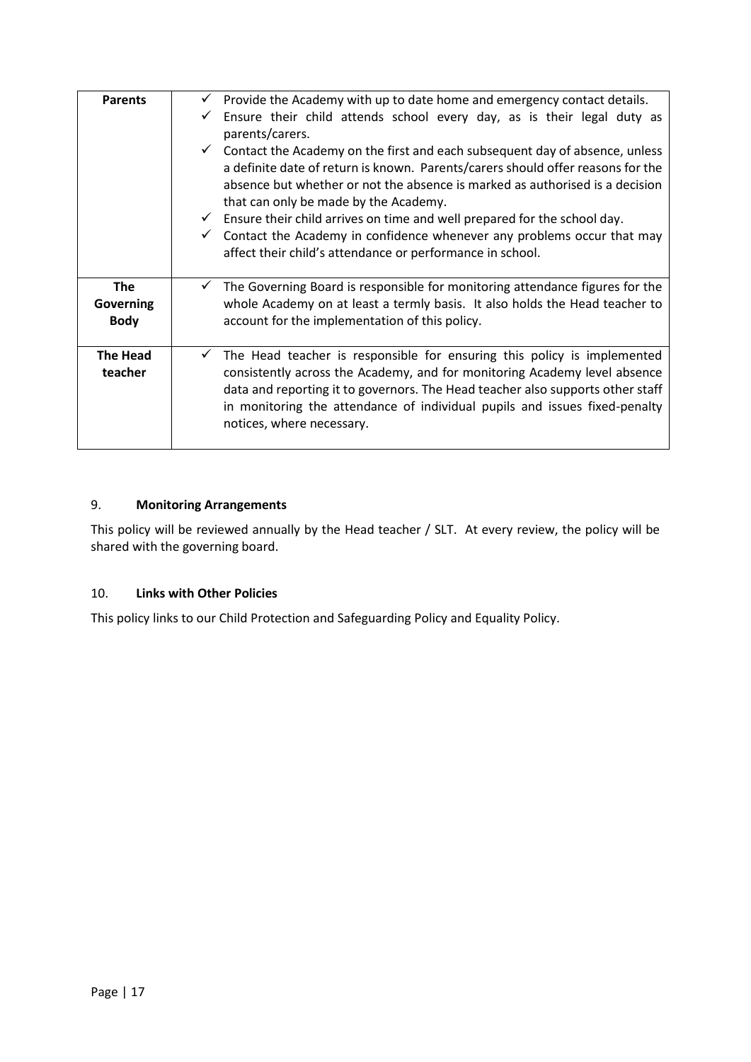| | |
|---|---|
| **Parents** | ✓ Provide the Academy with up to date home and emergency contact details.<br>✓ Ensure their child attends school every day, as is their legal duty as parents/carers.<br>✓ Contact the Academy on the first and each subsequent day of absence, unless a definite date of return is known. Parents/carers should offer reasons for the absence but whether or not the absence is marked as authorised is a decision that can only be made by the Academy.<br>✓ Ensure their child arrives on time and well prepared for the school day.<br>✓ Contact the Academy in confidence whenever any problems occur that may affect their child's attendance or performance in school. |
| **The Governing Body** | ✓ The Governing Board is responsible for monitoring attendance figures for the whole Academy on at least a termly basis. It also holds the Head teacher to account for the implementation of this policy. |
| **The Head teacher** | ✓ The Head teacher is responsible for ensuring this policy is implemented consistently across the Academy, and for monitoring Academy level absence data and reporting it to governors. The Head teacher also supports other staff in monitoring the attendance of individual pupils and issues fixed-penalty notices, where necessary. |

## 9. **Monitoring Arrangements**

This policy will be reviewed annually by the Head teacher / SLT. At every review, the policy will be shared with the governing board.

## 10. **Links with Other Policies**

This policy links to our Child Protection and Safeguarding Policy and Equality Policy.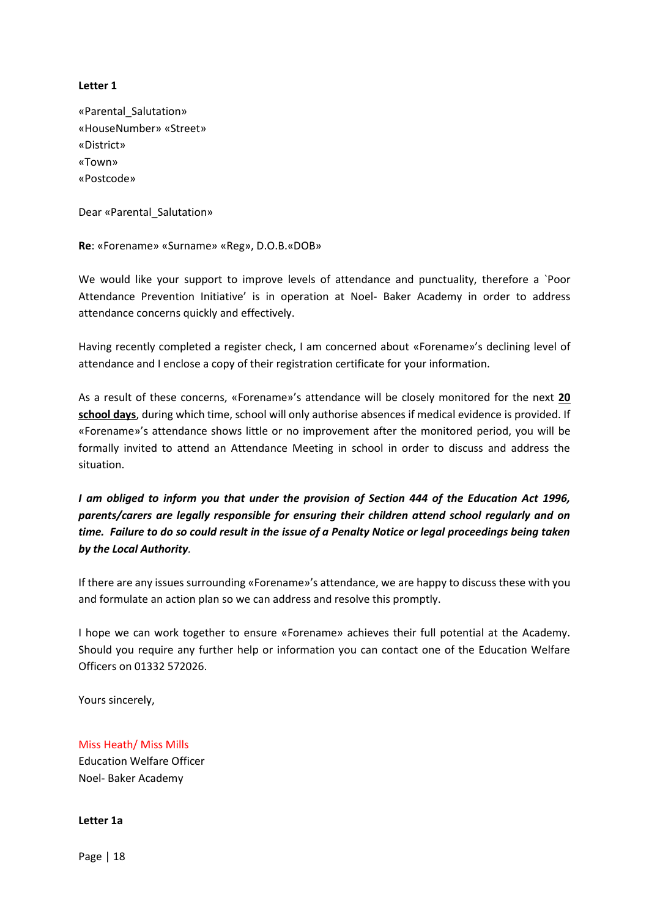**Letter 1**

«Parental_Salutation»
«HouseNumber» «Street»
«District»
«Town»
«Postcode»

Dear «Parental_Salutation»

**Re**: «Forename» «Surname» «Reg», D.O.B.«DOB»

We would like your support to improve levels of attendance and punctuality, therefore a `Poor Attendance Prevention Initiative' is in operation at Noel- Baker Academy in order to address attendance concerns quickly and effectively.

Having recently completed a register check, I am concerned about «Forename»'s declining level of attendance and I enclose a copy of their registration certificate for your information.

As a result of these concerns, «Forename»'s attendance will be closely monitored for the next **20 school days**, during which time, school will only authorise absences if medical evidence is provided. If «Forename»'s attendance shows little or no improvement after the monitored period, you will be formally invited to attend an Attendance Meeting in school in order to discuss and address the situation.

***I am obliged to inform you that under the provision of Section 444 of the Education Act 1996, parents/carers are legally responsible for ensuring their children attend school regularly and on time. Failure to do so could result in the issue of a Penalty Notice or legal proceedings being taken by the Local Authority.***

If there are any issues surrounding «Forename»'s attendance, we are happy to discuss these with you and formulate an action plan so we can address and resolve this promptly.

I hope we can work together to ensure «Forename» achieves their full potential at the Academy. Should you require any further help or information you can contact one of the Education Welfare Officers on 01332 572026.

Yours sincerely,

Miss Heath/ Miss Mills
Education Welfare Officer
Noel- Baker Academy

**Letter 1a**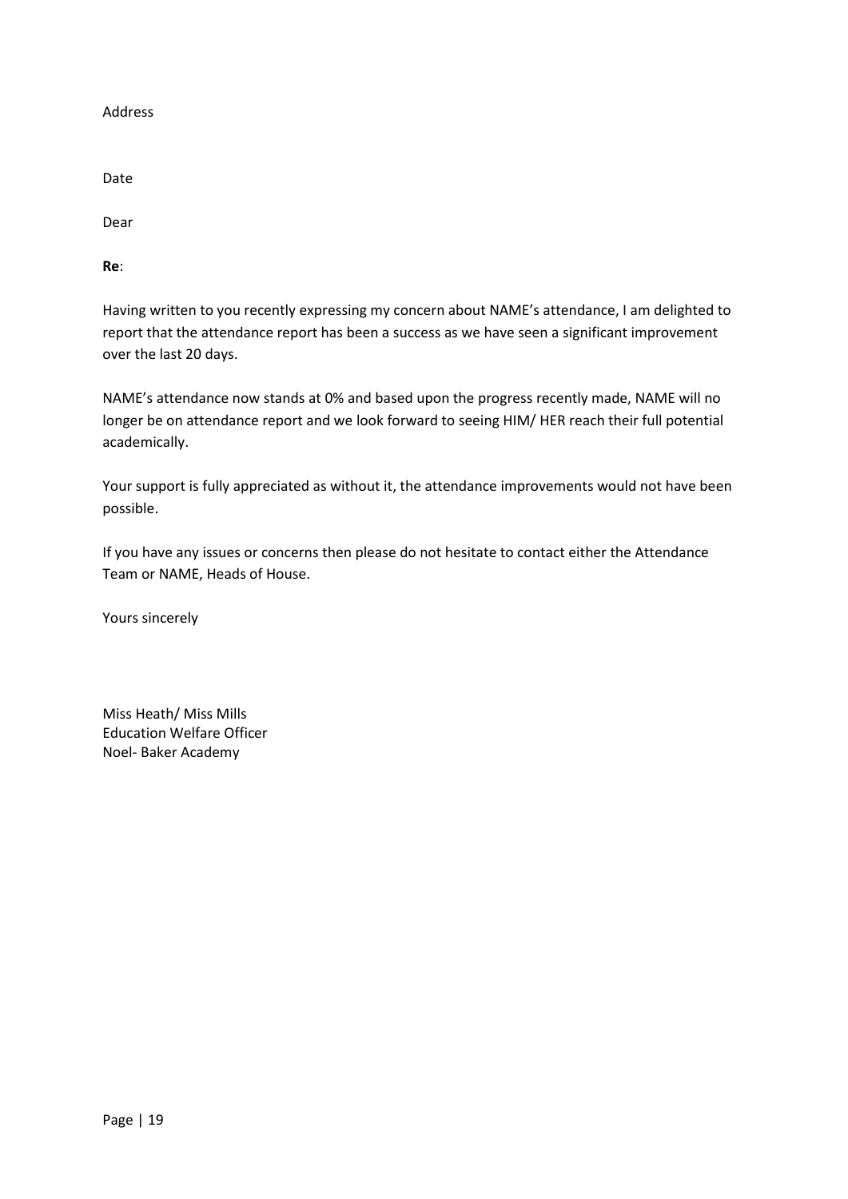Address

Date

Dear

**Re**:

Having written to you recently expressing my concern about NAME's attendance, I am delighted to report that the attendance report has been a success as we have seen a significant improvement over the last 20 days.

NAME's attendance now stands at 0% and based upon the progress recently made, NAME will no longer be on attendance report and we look forward to seeing HIM/ HER reach their full potential academically.

Your support is fully appreciated as without it, the attendance improvements would not have been possible.

If you have any issues or concerns then please do not hesitate to contact either the Attendance Team or NAME, Heads of House.

Yours sincerely

Miss Heath/ Miss Mills
Education Welfare Officer
Noel- Baker Academy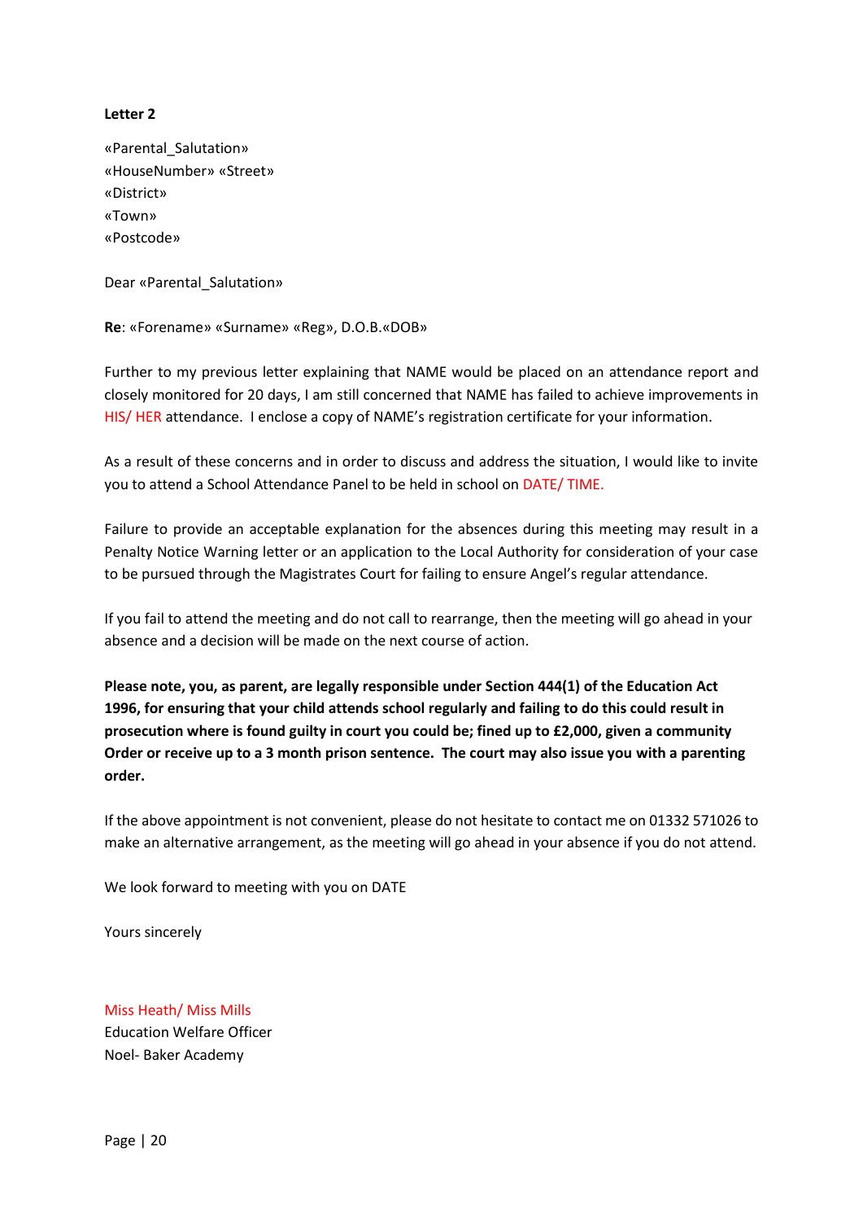**Letter 2**

«Parental_Salutation»
«HouseNumber» «Street»
«District»
«Town»
«Postcode»

Dear «Parental_Salutation»

**Re**: «Forename» «Surname» «Reg», D.O.B.«DOB»

Further to my previous letter explaining that NAME would be placed on an attendance report and closely monitored for 20 days, I am still concerned that NAME has failed to achieve improvements in HIS/ HER attendance. I enclose a copy of NAME's registration certificate for your information.

As a result of these concerns and in order to discuss and address the situation, I would like to invite you to attend a School Attendance Panel to be held in school on DATE/ TIME.

Failure to provide an acceptable explanation for the absences during this meeting may result in a Penalty Notice Warning letter or an application to the Local Authority for consideration of your case to be pursued through the Magistrates Court for failing to ensure Angel's regular attendance.

If you fail to attend the meeting and do not call to rearrange, then the meeting will go ahead in your absence and a decision will be made on the next course of action.

**Please note, you, as parent, are legally responsible under Section 444(1) of the Education Act 1996, for ensuring that your child attends school regularly and failing to do this could result in prosecution where is found guilty in court you could be; fined up to £2,000, given a community Order or receive up to a 3 month prison sentence. The court may also issue you with a parenting order.**

If the above appointment is not convenient, please do not hesitate to contact me on 01332 571026 to make an alternative arrangement, as the meeting will go ahead in your absence if you do not attend.

We look forward to meeting with you on DATE

Yours sincerely

Miss Heath/ Miss Mills
Education Welfare Officer
Noel- Baker Academy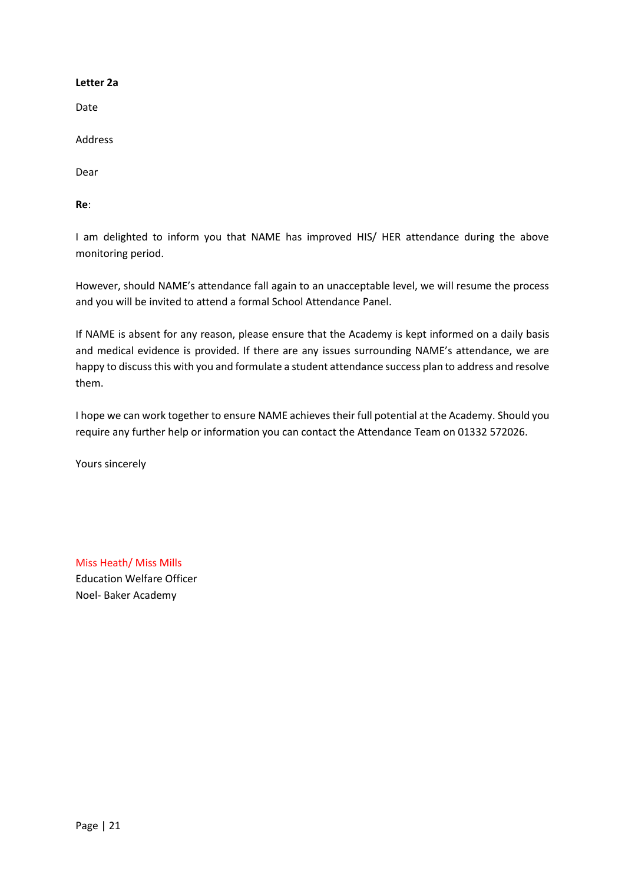**Letter 2a**

Date

Address

Dear

**Re**:

I am delighted to inform you that NAME has improved HIS/ HER attendance during the above monitoring period.

However, should NAME's attendance fall again to an unacceptable level, we will resume the process and you will be invited to attend a formal School Attendance Panel.

If NAME is absent for any reason, please ensure that the Academy is kept informed on a daily basis and medical evidence is provided. If there are any issues surrounding NAME's attendance, we are happy to discuss this with you and formulate a student attendance success plan to address and resolve them.

I hope we can work together to ensure NAME achieves their full potential at the Academy. Should you require any further help or information you can contact the Attendance Team on 01332 572026.

Yours sincerely

Miss Heath/ Miss Mills
Education Welfare Officer
Noel- Baker Academy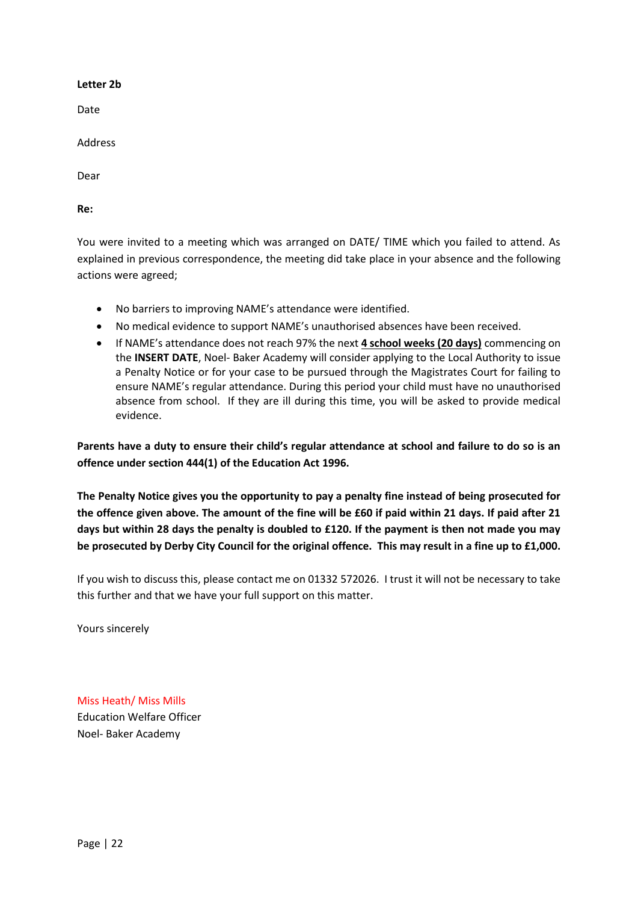**Letter 2b**

Date

Address

Dear

**Re:**

You were invited to a meeting which was arranged on DATE/ TIME which you failed to attend. As explained in previous correspondence, the meeting did take place in your absence and the following actions were agreed;

- No barriers to improving NAME's attendance were identified.
- No medical evidence to support NAME's unauthorised absences have been received.
- If NAME's attendance does not reach 97% the next <u>**4 school weeks (20 days)**</u> commencing on the **INSERT DATE**, Noel- Baker Academy will consider applying to the Local Authority to issue a Penalty Notice or for your case to be pursued through the Magistrates Court for failing to ensure NAME's regular attendance. During this period your child must have no unauthorised absence from school. If they are ill during this time, you will be asked to provide medical evidence.

**Parents have a duty to ensure their child's regular attendance at school and failure to do so is an offence under section 444(1) of the Education Act 1996.**

**The Penalty Notice gives you the opportunity to pay a penalty fine instead of being prosecuted for the offence given above. The amount of the fine will be £60 if paid within 21 days. If paid after 21 days but within 28 days the penalty is doubled to £120. If the payment is then not made you may be prosecuted by Derby City Council for the original offence. This may result in a fine up to £1,000.**

If you wish to discuss this, please contact me on 01332 572026. I trust it will not be necessary to take this further and that we have your full support on this matter.

Yours sincerely

Miss Heath/ Miss Mills
Education Welfare Officer
Noel- Baker Academy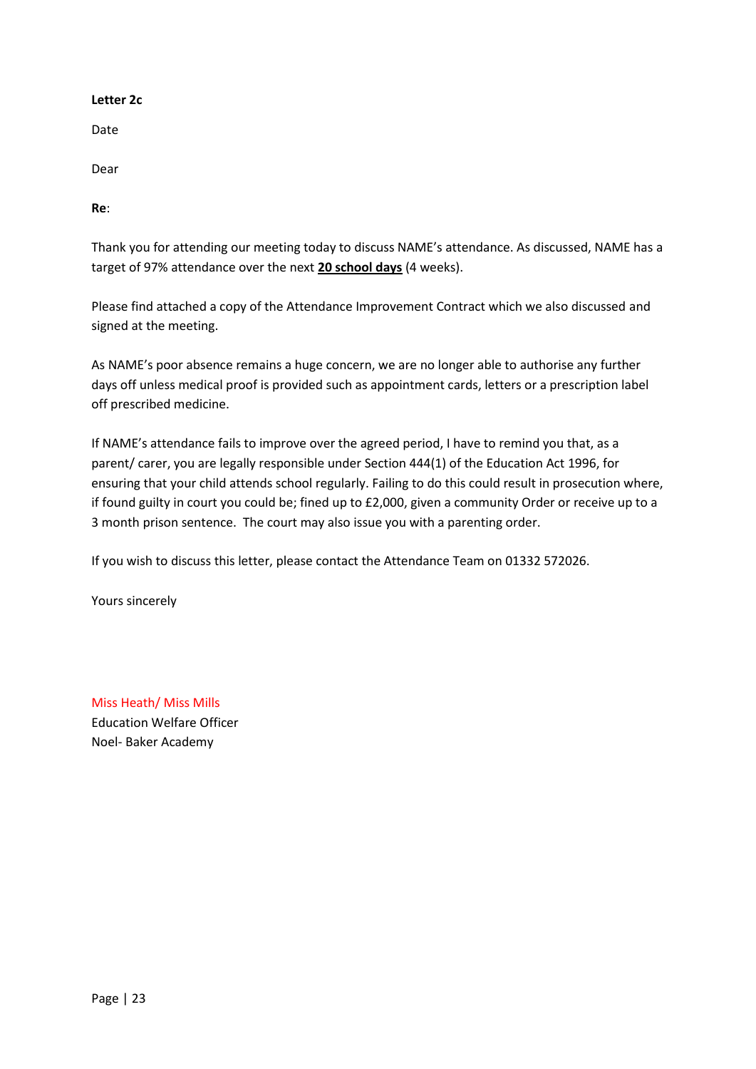**Letter 2c**

Date

Dear

**Re**:

Thank you for attending our meeting today to discuss NAME's attendance. As discussed, NAME has a target of 97% attendance over the next **20 school days** (4 weeks).

Please find attached a copy of the Attendance Improvement Contract which we also discussed and signed at the meeting.

As NAME's poor absence remains a huge concern, we are no longer able to authorise any further days off unless medical proof is provided such as appointment cards, letters or a prescription label off prescribed medicine.

If NAME's attendance fails to improve over the agreed period, I have to remind you that, as a parent/ carer, you are legally responsible under Section 444(1) of the Education Act 1996, for ensuring that your child attends school regularly. Failing to do this could result in prosecution where, if found guilty in court you could be; fined up to £2,000, given a community Order or receive up to a 3 month prison sentence. The court may also issue you with a parenting order.

If you wish to discuss this letter, please contact the Attendance Team on 01332 572026.

Yours sincerely

Miss Heath/ Miss Mills
Education Welfare Officer
Noel- Baker Academy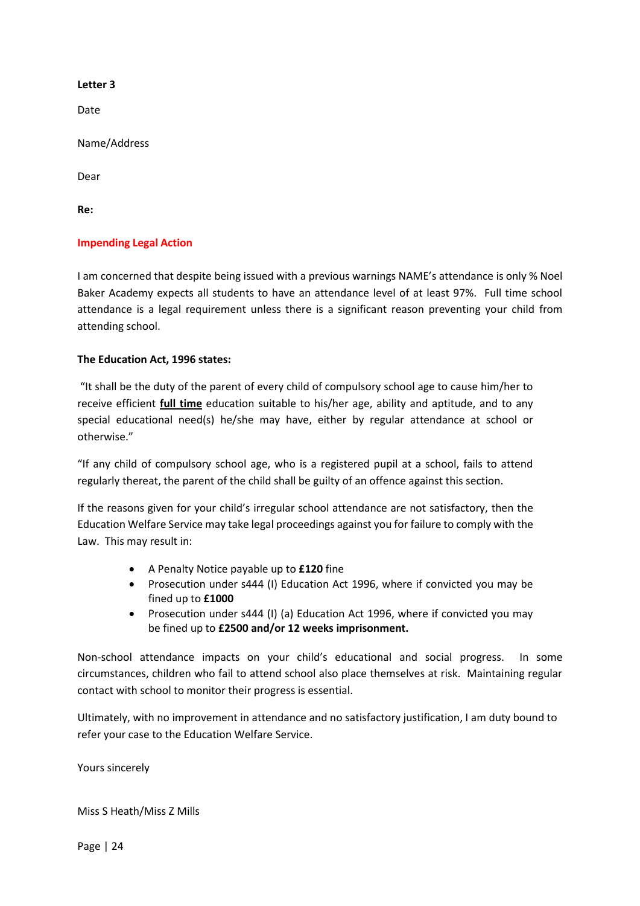**Letter 3**

Date

Name/Address

Dear

**Re:**

**Impending Legal Action**

I am concerned that despite being issued with a previous warnings NAME's attendance is only % Noel Baker Academy expects all students to have an attendance level of at least 97%. Full time school attendance is a legal requirement unless there is a significant reason preventing your child from attending school.

**The Education Act, 1996 states:**

"It shall be the duty of the parent of every child of compulsory school age to cause him/her to receive efficient **full time** education suitable to his/her age, ability and aptitude, and to any special educational need(s) he/she may have, either by regular attendance at school or otherwise."

"If any child of compulsory school age, who is a registered pupil at a school, fails to attend regularly thereat, the parent of the child shall be guilty of an offence against this section.

If the reasons given for your child's irregular school attendance are not satisfactory, then the Education Welfare Service may take legal proceedings against you for failure to comply with the Law. This may result in:

- A Penalty Notice payable up to **£120** fine
- Prosecution under s444 (I) Education Act 1996, where if convicted you may be fined up to **£1000**
- Prosecution under s444 (I) (a) Education Act 1996, where if convicted you may be fined up to **£2500 and/or 12 weeks imprisonment.**

Non-school attendance impacts on your child's educational and social progress. In some circumstances, children who fail to attend school also place themselves at risk. Maintaining regular contact with school to monitor their progress is essential.

Ultimately, with no improvement in attendance and no satisfactory justification, I am duty bound to refer your case to the Education Welfare Service.

Yours sincerely

Miss S Heath/Miss Z Mills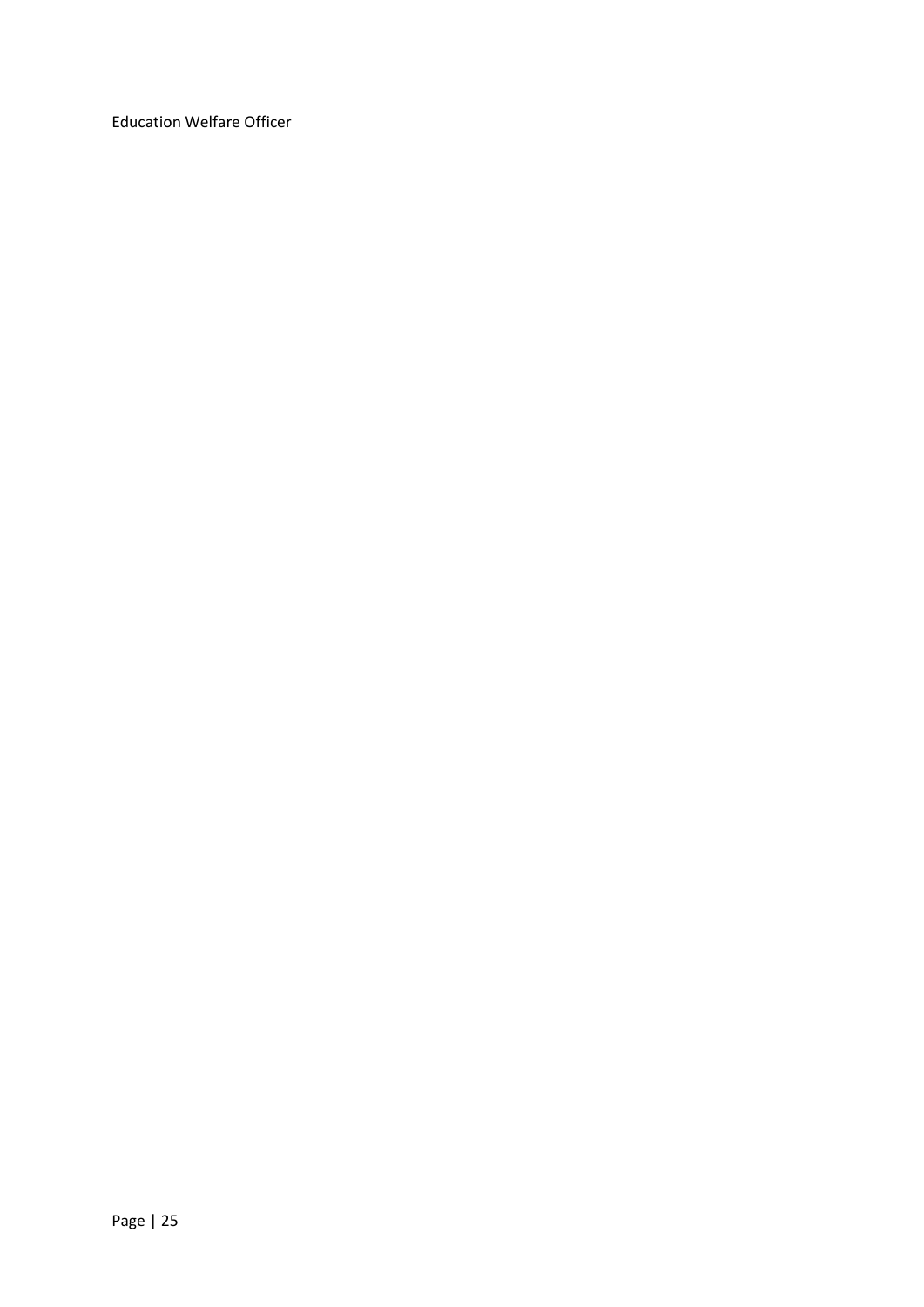Education Welfare Officer